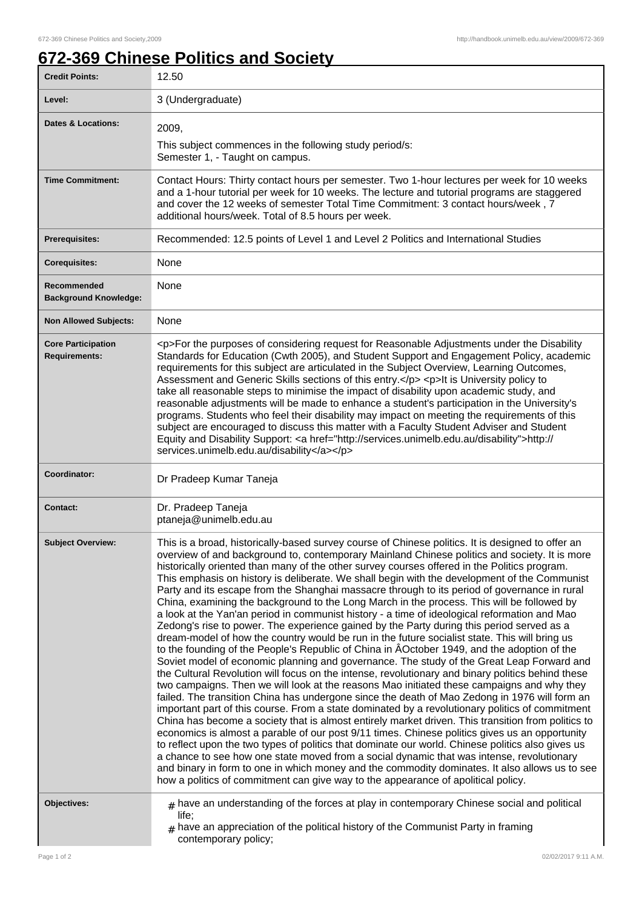# 672-369 Chinese Politics and Society

| | |
|---|---|
| **Credit Points:** | 12.50 |
| **Level:** | 3 (Undergraduate) |
| **Dates & Locations:** | 2009,<br>This subject commences in the following study period/s:<br>Semester 1, - Taught on campus. |
| **Time Commitment:** | Contact Hours: Thirty contact hours per semester. Two 1-hour lectures per week for 10 weeks and a 1-hour tutorial per week for 10 weeks. The lecture and tutorial programs are staggered and cover the 12 weeks of semester Total Time Commitment: 3 contact hours/week , 7 additional hours/week. Total of 8.5 hours per week. |
| **Prerequisites:** | Recommended: 12.5 points of Level 1 and Level 2 Politics and International Studies |
| **Corequisites:** | None |
| **Recommended Background Knowledge:** | None |
| **Non Allowed Subjects:** | None |
| **Core Participation Requirements:** | <p>For the purposes of considering request for Reasonable Adjustments under the Disability Standards for Education (Cwth 2005), and Student Support and Engagement Policy, academic requirements for this subject are articulated in the Subject Overview, Learning Outcomes, Assessment and Generic Skills sections of this entry.</p> <p>It is University policy to take all reasonable steps to minimise the impact of disability upon academic study, and reasonable adjustments will be made to enhance a student's participation in the University's programs. Students who feel their disability may impact on meeting the requirements of this subject are encouraged to discuss this matter with a Faculty Student Adviser and Student Equity and Disability Support: <a href="http://services.unimelb.edu.au/disability">http://services.unimelb.edu.au/disability</a></p> |
| **Coordinator:** | Dr Pradeep Kumar Taneja |
| **Contact:** | Dr. Pradeep Taneja<br>ptaneja@unimelb.edu.au |
| **Subject Overview:** | This is a broad, historically-based survey course of Chinese politics. It is designed to offer an overview of and background to, contemporary Mainland Chinese politics and society. It is more historically oriented than many of the other survey courses offered in the Politics program. This emphasis on history is deliberate. We shall begin with the development of the Communist Party and its escape from the Shanghai massacre through to its period of governance in rural China, examining the background to the Long March in the process. This will be followed by a look at the Yan'an period in communist history - a time of ideological reformation and Mao Zedong's rise to power. The experience gained by the Party during this period served as a dream-model of how the country would be run in the future socialist state. This will bring us to the founding of the People's Republic of China in ÂOctober 1949, and the adoption of the Soviet model of economic planning and governance. The study of the Great Leap Forward and the Cultural Revolution will focus on the intense, revolutionary and binary politics behind these two campaigns. Then we will look at the reasons Mao initiated these campaigns and why they failed. The transition China has undergone since the death of Mao Zedong in 1976 will form an important part of this course. From a state dominated by a revolutionary politics of commitment China has become a society that is almost entirely market driven. This transition from politics to economics is almost a parable of our post 9/11 times. Chinese politics gives us an opportunity to reflect upon the two types of politics that dominate our world. Chinese politics also gives us a chance to see how one state moved from a social dynamic that was intense, revolutionary and binary in form to one in which money and the commodity dominates. It also allows us to see how a politics of commitment can give way to the appearance of apolitical policy. |
| **Objectives:** | # have an understanding of the forces at play in contemporary Chinese social and political life;<br># have an appreciation of the political history of the Communist Party in framing contemporary policy; |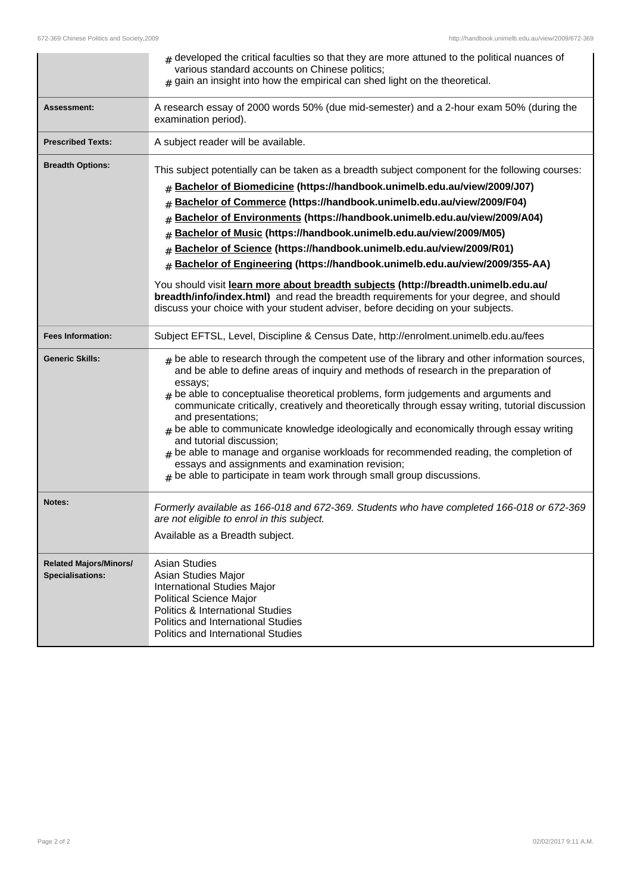| | |
|---|---|
| | # developed the critical faculties so that they are more attuned to the political nuances of various standard accounts on Chinese politics;<br># gain an insight into how the empirical can shed light on the theoretical. |
| **Assessment:** | A research essay of 2000 words 50% (due mid-semester) and a 2-hour exam 50% (during the examination period). |
| **Prescribed Texts:** | A subject reader will be available. |
| **Breadth Options:** | This subject potentially can be taken as a breadth subject component for the following courses:<br># **Bachelor of Biomedicine (https://handbook.unimelb.edu.au/view/2009/J07)**<br># **Bachelor of Commerce (https://handbook.unimelb.edu.au/view/2009/F04)**<br># **Bachelor of Environments (https://handbook.unimelb.edu.au/view/2009/A04)**<br># **Bachelor of Music (https://handbook.unimelb.edu.au/view/2009/M05)**<br># **Bachelor of Science (https://handbook.unimelb.edu.au/view/2009/R01)**<br># **Bachelor of Engineering (https://handbook.unimelb.edu.au/view/2009/355-AA)**<br>You should visit **learn more about breadth subjects (http://breadth.unimelb.edu.au/breadth/info/index.html)** and read the breadth requirements for your degree, and should discuss your choice with your student adviser, before deciding on your subjects. |
| **Fees Information:** | Subject EFTSL, Level, Discipline & Census Date, http://enrolment.unimelb.edu.au/fees |
| **Generic Skills:** | # be able to research through the competent use of the library and other information sources, and be able to define areas of inquiry and methods of research in the preparation of essays;<br># be able to conceptualise theoretical problems, form judgements and arguments and communicate critically, creatively and theoretically through essay writing, tutorial discussion and presentations;<br># be able to communicate knowledge ideologically and economically through essay writing and tutorial discussion;<br># be able to manage and organise workloads for recommended reading, the completion of essays and assignments and examination revision;<br># be able to participate in team work through small group discussions. |
| **Notes:** | *Formerly available as 166-018 and 672-369. Students who have completed 166-018 or 672-369 are not eligible to enrol in this subject.*<br>Available as a Breadth subject. |
| **Related Majors/Minors/ Specialisations:** | Asian Studies<br>Asian Studies Major<br>International Studies Major<br>Political Science Major<br>Politics & International Studies<br>Politics and International Studies<br>Politics and International Studies |